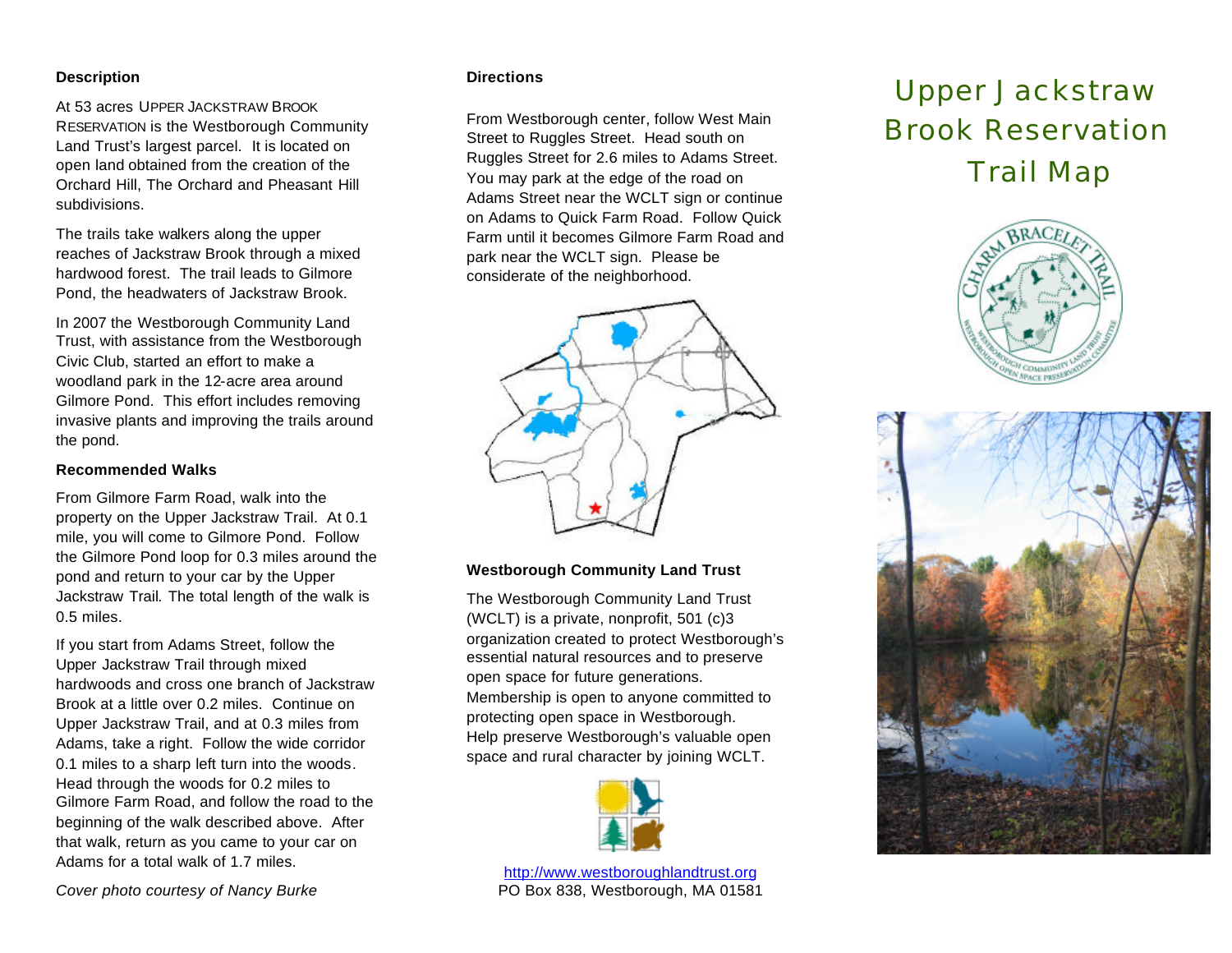# Upper Jackstraw Brook Reservation Trail Map

### Description

At 53 acres UPPER JACKSTRAW BROOK RESERVATION is the Westborough Community Land Trust's largest parcel. It is located on open land obtained from the creation of the Orchard Hill, The Orchard and Pheasant Hill subdivisions.

The trails take walkers along the upper reaches of Jackstraw Brook through a mixed hardwood forest. The trail leads to Gilmore Pond, the headwaters of Jackstraw Brook.

In 2007 the Westborough Community Land Trust, with assistance from the Westborough Civic Club, started an effort to make a woodland park in the 12-acre area around Gilmore Pond. This effort includes removing invasive plants and improving the trails around the pond.

### Recommended Walks

From Gilmore Farm Road, walk into the property on the Upper Jackstraw Trail. At 0.1 mile, you will come to Gilmore Pond. Follow the Gilmore Pond loop for 0.3 miles around the pond and return to your car by the Upper Jackstraw Trail. The total length of the walk is 0.5 miles.

If you start from Adams Street, follow the Upper Jackstraw Trail through mixed hardwoods and cross one branch of Jackstraw Brook at a little over 0.2 miles. Continue on Upper Jackstraw Trail, and at 0.3 miles from Adams, take a right. Follow the wide corridor 0.1 miles to a sharp left turn into the woods. Head through the woods for 0.2 miles to Gilmore Farm Road, and follow the road to the beginning of the walk described above. After that walk, return as you came to your car on Adams for a total walk of 1.7 miles.

*Cover photo courtesy of Nancy Burke*

### Directions

From Westborough center, follow West Main Street to Ruggles Street. Head south on Ruggles Street for 2.6 miles to Adams Street. You may park at the edge of the road on Adams Street near the WCLT sign or continue on Adams to Quick Farm Road. Follow Quick Farm until it becomes Gilmore Farm Road and park near the WCLT sign. Please be considerate of the neighborhood.

### Westborough Community Land Trust

The Westborough Community Land Trust (WCLT) is a private, nonprofit, 501 (c)3 organization created to protect Westborough's essential natural resources and to preserve open space for future generations. Membership is open to anyone committed to protecting open space in Westborough. Help preserve Westborough's valuable open space and rural character by joining WCLT.

http://www.westboroughlandtrust.org
PO Box 838, Westborough, MA 01581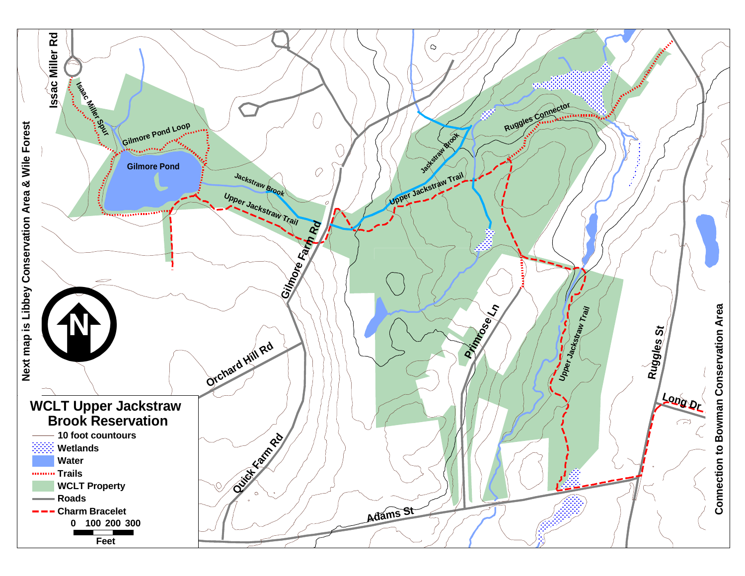# WCLT Upper Jackstraw Brook Reservation

10 foot countours

Wetlands

Water

Trails

WCLT Property

Roads

Charm Bracelet

0 100 200 300

Feet

Next map is Libbey Conservation Area & Wile Forest

Connection to Bowman Conservation Area

Issac Miller Rd

Isaac Miller Spur

Gilmore Pond Loop

Gilmore Pond

Jackstraw Brook

Upper Jackstraw Trail

Gilmore Farm Rd

Orchard Hill Rd

Quick Farm Rd

Adams St

Primrose Ln

Ruggles Connector

Upper Jackstraw Trail

Jackstraw Brook

Upper Jackstraw Trail

Ruggles St

Long Dr

N